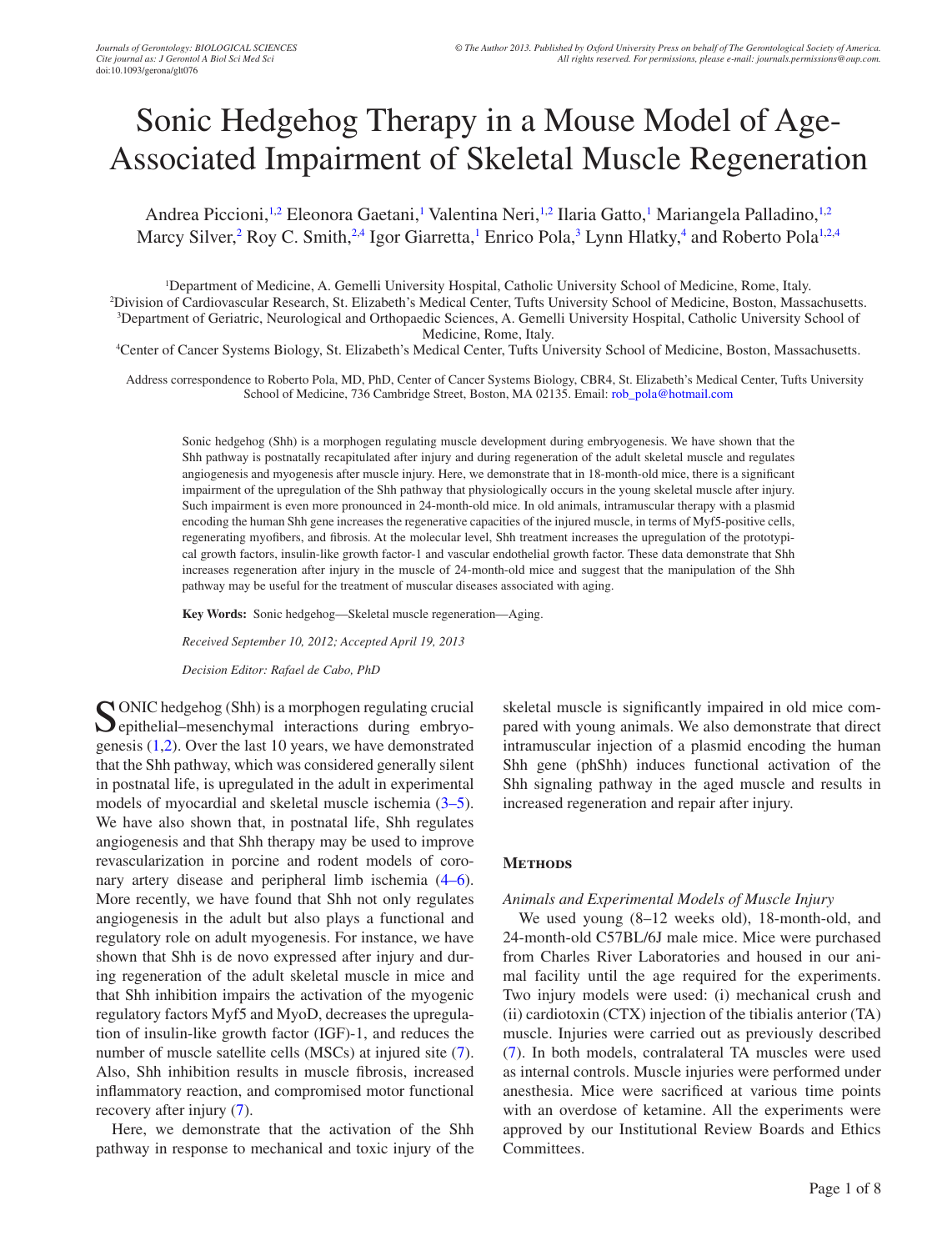# Sonic Hedgehog Therapy in a Mouse Model of Age-Associated Impairment of Skeletal Muscle Regeneration

Andrea Piccioni,[1,2] Eleonora Gaetani,[1] Valentina Neri,[1,2] Ilaria Gatto,[1] Mariangela Palladino,[1,2] Marcy Silver,[2] Roy C. Smith,[2,4] Igor Giarretta,[1] Enrico Pola,[3] Lynn Hlatky,[4] and Roberto Pola[1,2,4]

[1]Department of Medicine, A. Gemelli University Hospital, Catholic University School of Medicine, Rome, Italy.
[2]Division of Cardiovascular Research, St. Elizabeth's Medical Center, Tufts University School of Medicine, Boston, Massachusetts.
[3]Department of Geriatric, Neurological and Orthopaedic Sciences, A. Gemelli University Hospital, Catholic University School of Medicine, Rome, Italy.
[4]Center of Cancer Systems Biology, St. Elizabeth's Medical Center, Tufts University School of Medicine, Boston, Massachusetts.

Address correspondence to Roberto Pola, MD, PhD, Center of Cancer Systems Biology, CBR4, St. Elizabeth's Medical Center, Tufts University School of Medicine, 736 Cambridge Street, Boston, MA 02135. Email: rob_pola@hotmail.com

Sonic hedgehog (Shh) is a morphogen regulating muscle development during embryogenesis. We have shown that the Shh pathway is postnatally recapitulated after injury and during regeneration of the adult skeletal muscle and regulates angiogenesis and myogenesis after muscle injury. Here, we demonstrate that in 18-month-old mice, there is a significant impairment of the upregulation of the Shh pathway that physiologically occurs in the young skeletal muscle after injury. Such impairment is even more pronounced in 24-month-old mice. In old animals, intramuscular therapy with a plasmid encoding the human Shh gene increases the regenerative capacities of the injured muscle, in terms of Myf5-positive cells, regenerating myofibers, and fibrosis. At the molecular level, Shh treatment increases the upregulation of the prototypical growth factors, insulin-like growth factor-1 and vascular endothelial growth factor. These data demonstrate that Shh increases regeneration after injury in the muscle of 24-month-old mice and suggest that the manipulation of the Shh pathway may be useful for the treatment of muscular diseases associated with aging.

**Key Words:** Sonic hedgehog—Skeletal muscle regeneration—Aging.

*Received September 10, 2012; Accepted April 19, 2013*

*Decision Editor: Rafael de Cabo, PhD*

SONIC hedgehog (Shh) is a morphogen regulating crucial epithelial–mesenchymal interactions during embryogenesis (1,2). Over the last 10 years, we have demonstrated that the Shh pathway, which was considered generally silent in postnatal life, is upregulated in the adult in experimental models of myocardial and skeletal muscle ischemia (3–5). We have also shown that, in postnatal life, Shh regulates angiogenesis and that Shh therapy may be used to improve revascularization in porcine and rodent models of coronary artery disease and peripheral limb ischemia (4–6). More recently, we have found that Shh not only regulates angiogenesis in the adult but also plays a functional and regulatory role on adult myogenesis. For instance, we have shown that Shh is de novo expressed after injury and during regeneration of the adult skeletal muscle in mice and that Shh inhibition impairs the activation of the myogenic regulatory factors Myf5 and MyoD, decreases the upregulation of insulin-like growth factor (IGF)-1, and reduces the number of muscle satellite cells (MSCs) at injured site (7). Also, Shh inhibition results in muscle fibrosis, increased inflammatory reaction, and compromised motor functional recovery after injury (7).

Here, we demonstrate that the activation of the Shh pathway in response to mechanical and toxic injury of the skeletal muscle is significantly impaired in old mice compared with young animals. We also demonstrate that direct intramuscular injection of a plasmid encoding the human Shh gene (phShh) induces functional activation of the Shh signaling pathway in the aged muscle and results in increased regeneration and repair after injury.

## Methods

### *Animals and Experimental Models of Muscle Injury*

We used young (8–12 weeks old), 18-month-old, and 24-month-old C57BL/6J male mice. Mice were purchased from Charles River Laboratories and housed in our animal facility until the age required for the experiments. Two injury models were used: (i) mechanical crush and (ii) cardiotoxin (CTX) injection of the tibialis anterior (TA) muscle. Injuries were carried out as previously described (7). In both models, contralateral TA muscles were used as internal controls. Muscle injuries were performed under anesthesia. Mice were sacrificed at various time points with an overdose of ketamine. All the experiments were approved by our Institutional Review Boards and Ethics Committees.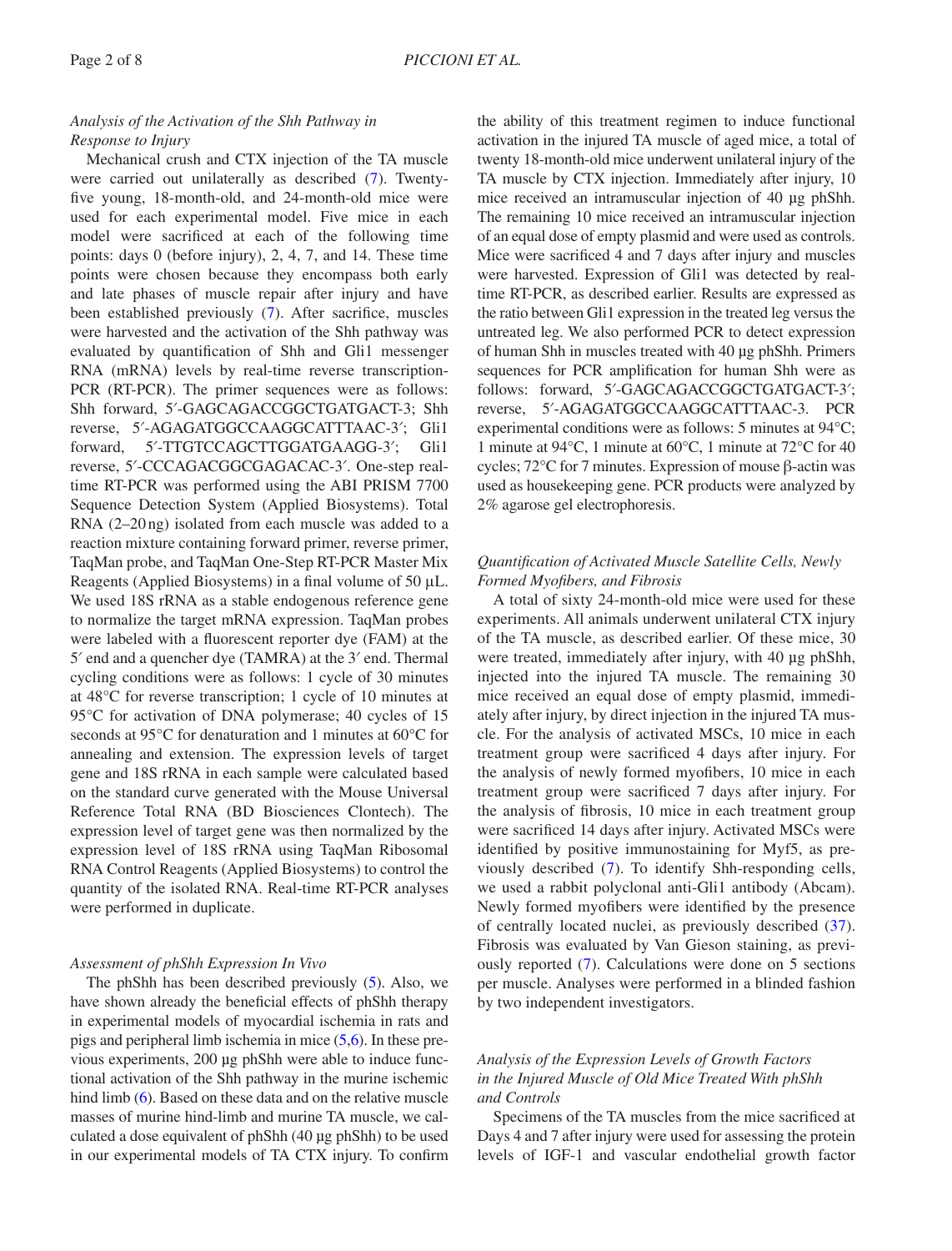### *Analysis of the Activation of the Shh Pathway in Response to Injury*

Mechanical crush and CTX injection of the TA muscle were carried out unilaterally as described (7). Twenty-five young, 18-month-old, and 24-month-old mice were used for each experimental model. Five mice in each model were sacrificed at each of the following time points: days 0 (before injury), 2, 4, 7, and 14. These time points were chosen because they encompass both early and late phases of muscle repair after injury and have been established previously (7). After sacrifice, muscles were harvested and the activation of the Shh pathway was evaluated by quantification of Shh and Gli1 messenger RNA (mRNA) levels by real-time reverse transcription-PCR (RT-PCR). The primer sequences were as follows: Shh forward, 5′-GAGCAGACCGGCTGATGACT-3; Shh reverse, 5′-AGAGATGGCCAAGGCATTTAAC-3′; Gli1 forward, 5′-TTGTCCAGCTTGGATGAAGG-3′; Gli1 reverse, 5′-CCCAGACGGCGAGACAC-3′. One-step real-time RT-PCR was performed using the ABI PRISM 7700 Sequence Detection System (Applied Biosystems). Total RNA (2–20 ng) isolated from each muscle was added to a reaction mixture containing forward primer, reverse primer, TaqMan probe, and TaqMan One-Step RT-PCR Master Mix Reagents (Applied Biosystems) in a final volume of 50 µL. We used 18S rRNA as a stable endogenous reference gene to normalize the target mRNA expression. TaqMan probes were labeled with a fluorescent reporter dye (FAM) at the 5′ end and a quencher dye (TAMRA) at the 3′ end. Thermal cycling conditions were as follows: 1 cycle of 30 minutes at 48°C for reverse transcription; 1 cycle of 10 minutes at 95°C for activation of DNA polymerase; 40 cycles of 15 seconds at 95°C for denaturation and 1 minutes at 60°C for annealing and extension. The expression levels of target gene and 18S rRNA in each sample were calculated based on the standard curve generated with the Mouse Universal Reference Total RNA (BD Biosciences Clontech). The expression level of target gene was then normalized by the expression level of 18S rRNA using TaqMan Ribosomal RNA Control Reagents (Applied Biosystems) to control the quantity of the isolated RNA. Real-time RT-PCR analyses were performed in duplicate.

### *Assessment of phShh Expression In Vivo*

The phShh has been described previously (5). Also, we have shown already the beneficial effects of phShh therapy in experimental models of myocardial ischemia in rats and pigs and peripheral limb ischemia in mice (5,6). In these previous experiments, 200 µg phShh were able to induce functional activation of the Shh pathway in the murine ischemic hind limb (6). Based on these data and on the relative muscle masses of murine hind-limb and murine TA muscle, we calculated a dose equivalent of phShh (40 µg phShh) to be used in our experimental models of TA CTX injury. To confirm the ability of this treatment regimen to induce functional activation in the injured TA muscle of aged mice, a total of twenty 18-month-old mice underwent unilateral injury of the TA muscle by CTX injection. Immediately after injury, 10 mice received an intramuscular injection of 40 µg phShh. The remaining 10 mice received an intramuscular injection of an equal dose of empty plasmid and were used as controls. Mice were sacrificed 4 and 7 days after injury and muscles were harvested. Expression of Gli1 was detected by real-time RT-PCR, as described earlier. Results are expressed as the ratio between Gli1 expression in the treated leg versus the untreated leg. We also performed PCR to detect expression of human Shh in muscles treated with 40 µg phShh. Primers sequences for PCR amplification for human Shh were as follows: forward, 5′-GAGCAGACCGGCTGATGACT-3′; reverse, 5′-AGAGATGGCCAAGGCATTTAAC-3. PCR experimental conditions were as follows: 5 minutes at 94°C; 1 minute at 94°C, 1 minute at 60°C, 1 minute at 72°C for 40 cycles; 72°C for 7 minutes. Expression of mouse β-actin was used as housekeeping gene. PCR products were analyzed by 2% agarose gel electrophoresis.

### *Quantification of Activated Muscle Satellite Cells, Newly Formed Myofibers, and Fibrosis*

A total of sixty 24-month-old mice were used for these experiments. All animals underwent unilateral CTX injury of the TA muscle, as described earlier. Of these mice, 30 were treated, immediately after injury, with 40 µg phShh, injected into the injured TA muscle. The remaining 30 mice received an equal dose of empty plasmid, immediately after injury, by direct injection in the injured TA muscle. For the analysis of activated MSCs, 10 mice in each treatment group were sacrificed 4 days after injury. For the analysis of newly formed myofibers, 10 mice in each treatment group were sacrificed 7 days after injury. For the analysis of fibrosis, 10 mice in each treatment group were sacrificed 14 days after injury. Activated MSCs were identified by positive immunostaining for Myf5, as previously described (7). To identify Shh-responding cells, we used a rabbit polyclonal anti-Gli1 antibody (Abcam). Newly formed myofibers were identified by the presence of centrally located nuclei, as previously described (37). Fibrosis was evaluated by Van Gieson staining, as previously reported (7). Calculations were done on 5 sections per muscle. Analyses were performed in a blinded fashion by two independent investigators.

### *Analysis of the Expression Levels of Growth Factors in the Injured Muscle of Old Mice Treated With phShh and Controls*

Specimens of the TA muscles from the mice sacrificed at Days 4 and 7 after injury were used for assessing the protein levels of IGF-1 and vascular endothelial growth factor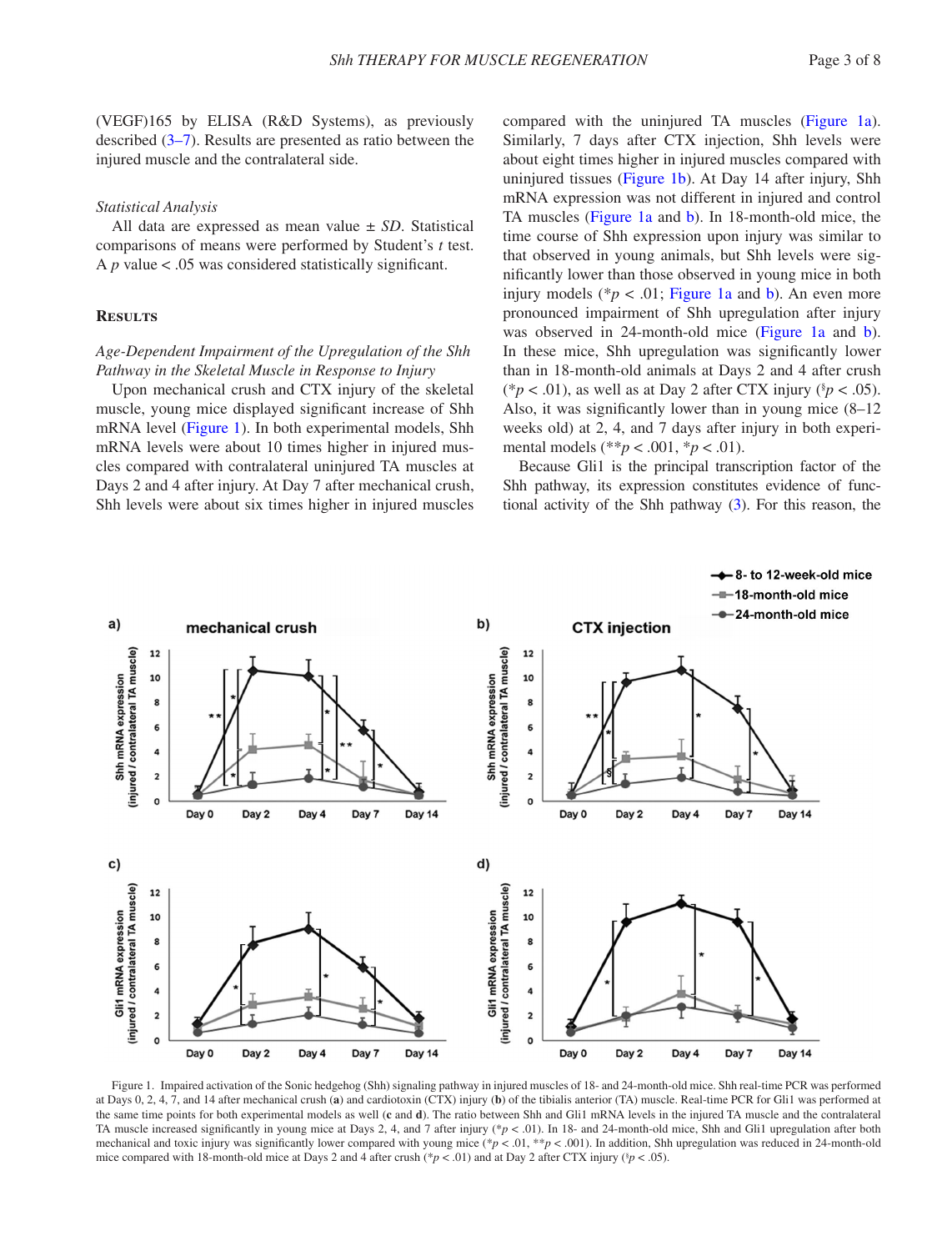(VEGF)165 by ELISA (R&D Systems), as previously described (3–7). Results are presented as ratio between the injured muscle and the contralateral side.

*Statistical Analysis*

All data are expressed as mean value ± *SD*. Statistical comparisons of means were performed by Student's *t* test. A $p$ value < .05 was considered statistically significant.

## Results

*Age-Dependent Impairment of the Upregulation of the Shh Pathway in the Skeletal Muscle in Response to Injury*

Upon mechanical crush and CTX injury of the skeletal muscle, young mice displayed significant increase of Shh mRNA level (Figure 1). In both experimental models, Shh mRNA levels were about 10 times higher in injured muscles compared with contralateral uninjured TA muscles at Days 2 and 4 after injury. At Day 7 after mechanical crush, Shh levels were about six times higher in injured muscles compared with the uninjured TA muscles (Figure 1a). Similarly, 7 days after CTX injection, Shh levels were about eight times higher in injured muscles compared with uninjured tissues (Figure 1b). At Day 14 after injury, Shh mRNA expression was not different in injured and control TA muscles (Figure 1a and b). In 18-month-old mice, the time course of Shh expression upon injury was similar to that observed in young animals, but Shh levels were significantly lower than those observed in young mice in both injury models (*$p$ < .01; Figure 1a and b). An even more pronounced impairment of Shh upregulation after injury was observed in 24-month-old mice (Figure 1a and b). In these mice, Shh upregulation was significantly lower than in 18-month-old animals at Days 2 and 4 after crush (*$p$ < .01), as well as at Day 2 after CTX injury (§$p$ < .05). Also, it was significantly lower than in young mice (8–12 weeks old) at 2, 4, and 7 days after injury in both experimental models (**$p$ < .001, *$p$ < .01).

Because Gli1 is the principal transcription factor of the Shh pathway, its expression constitutes evidence of functional activity of the Shh pathway (3). For this reason, the

Figure 1. Impaired activation of the Sonic hedgehog (Shh) signaling pathway in injured muscles of 18- and 24-month-old mice. Shh real-time PCR was performed at Days 0, 2, 4, 7, and 14 after mechanical crush (**a**) and cardiotoxin (CTX) injury (**b**) of the tibialis anterior (TA) muscle. Real-time PCR for Gli1 was performed at the same time points for both experimental models as well (**c** and **d**). The ratio between Shh and Gli1 mRNA levels in the injured TA muscle and the contralateral TA muscle increased significantly in young mice at Days 2, 4, and 7 after injury (*$p$ < .01). In 18- and 24-month-old mice, Shh and Gli1 upregulation after both mechanical and toxic injury was significantly lower compared with young mice (*$p$ < .01, **$p$ < .001). In addition, Shh upregulation was reduced in 24-month-old mice compared with 18-month-old mice at Days 2 and 4 after crush (*$p$ < .01) and at Day 2 after CTX injury (§$p$ < .05).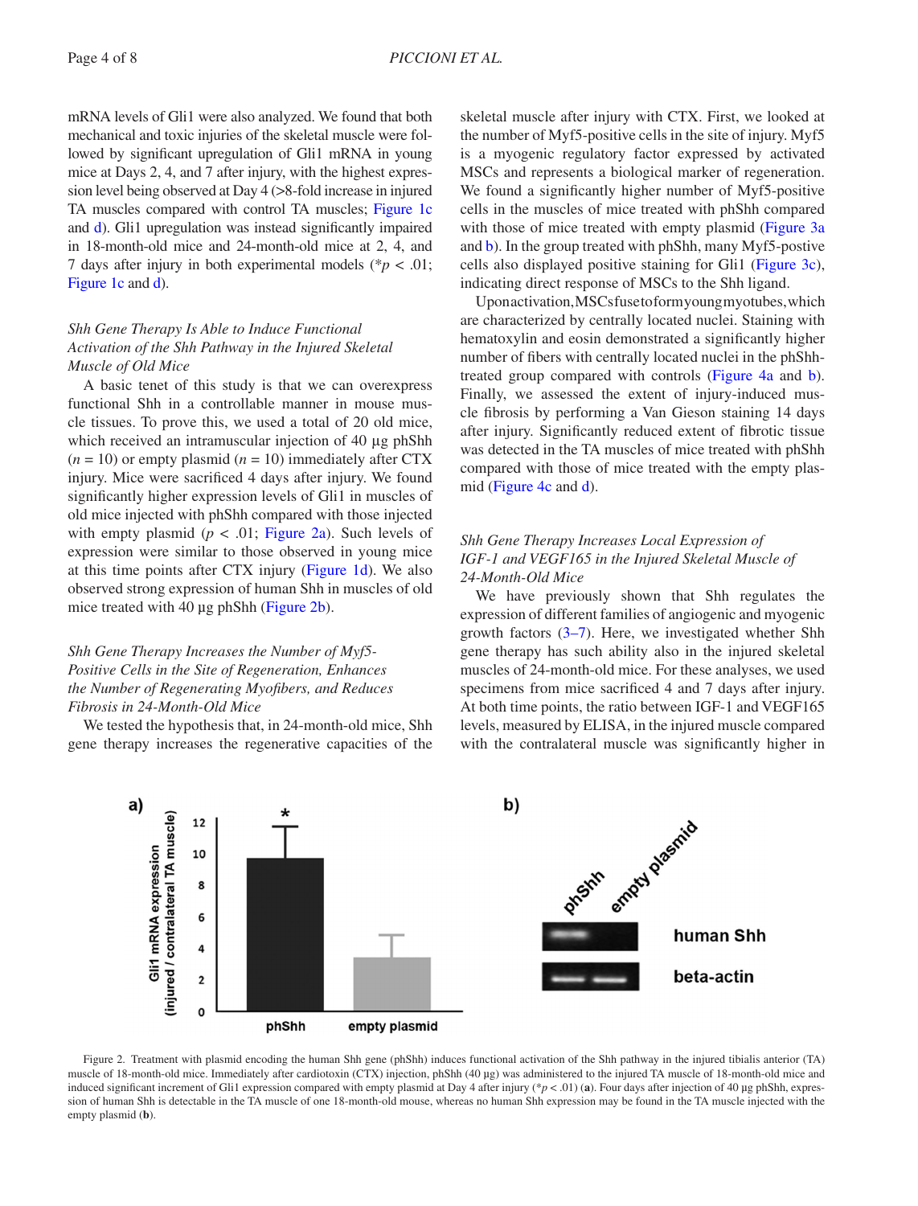mRNA levels of Gli1 were also analyzed. We found that both mechanical and toxic injuries of the skeletal muscle were followed by significant upregulation of Gli1 mRNA in young mice at Days 2, 4, and 7 after injury, with the highest expression level being observed at Day 4 (>8-fold increase in injured TA muscles compared with control TA muscles; Figure 1c and d). Gli1 upregulation was instead significantly impaired in 18-month-old mice and 24-month-old mice at 2, 4, and 7 days after injury in both experimental models (\*$p < .01$; Figure 1c and d).

### *Shh Gene Therapy Is Able to Induce Functional Activation of the Shh Pathway in the Injured Skeletal Muscle of Old Mice*

A basic tenet of this study is that we can overexpress functional Shh in a controllable manner in mouse muscle tissues. To prove this, we used a total of 20 old mice, which received an intramuscular injection of 40 µg phShh ($n = 10$) or empty plasmid ($n = 10$) immediately after CTX injury. Mice were sacrificed 4 days after injury. We found significantly higher expression levels of Gli1 in muscles of old mice injected with phShh compared with those injected with empty plasmid ($p < .01$; Figure 2a). Such levels of expression were similar to those observed in young mice at this time points after CTX injury (Figure 1d). We also observed strong expression of human Shh in muscles of old mice treated with 40 µg phShh (Figure 2b).

### *Shh Gene Therapy Increases the Number of Myf5-Positive Cells in the Site of Regeneration, Enhances the Number of Regenerating Myofibers, and Reduces Fibrosis in 24-Month-Old Mice*

We tested the hypothesis that, in 24-month-old mice, Shh gene therapy increases the regenerative capacities of the skeletal muscle after injury with CTX. First, we looked at the number of Myf5-positive cells in the site of injury. Myf5 is a myogenic regulatory factor expressed by activated MSCs and represents a biological marker of regeneration. We found a significantly higher number of Myf5-positive cells in the muscles of mice treated with phShh compared with those of mice treated with empty plasmid (Figure 3a and b). In the group treated with phShh, many Myf5-postive cells also displayed positive staining for Gli1 (Figure 3c), indicating direct response of MSCs to the Shh ligand.

Upon activation, MSCs fuse to form young myotubes, which are characterized by centrally located nuclei. Staining with hematoxylin and eosin demonstrated a significantly higher number of fibers with centrally located nuclei in the phShh-treated group compared with controls (Figure 4a and b). Finally, we assessed the extent of injury-induced muscle fibrosis by performing a Van Gieson staining 14 days after injury. Significantly reduced extent of fibrotic tissue was detected in the TA muscles of mice treated with phShh compared with those of mice treated with the empty plasmid (Figure 4c and d).

### *Shh Gene Therapy Increases Local Expression of IGF-1 and VEGF165 in the Injured Skeletal Muscle of 24-Month-Old Mice*

We have previously shown that Shh regulates the expression of different families of angiogenic and myogenic growth factors (3–7). Here, we investigated whether Shh gene therapy has such ability also in the injured skeletal muscles of 24-month-old mice. For these analyses, we used specimens from mice sacrificed 4 and 7 days after injury. At both time points, the ratio between IGF-1 and VEGF165 levels, measured by ELISA, in the injured muscle compared with the contralateral muscle was significantly higher in

Figure 2. Treatment with plasmid encoding the human Shh gene (phShh) induces functional activation of the Shh pathway in the injured tibialis anterior (TA) muscle of 18-month-old mice. Immediately after cardiotoxin (CTX) injection, phShh (40 µg) was administered to the injured TA muscle of 18-month-old mice and induced significant increment of Gli1 expression compared with empty plasmid at Day 4 after injury (\*$p < .01$) (**a**). Four days after injection of 40 µg phShh, expression of human Shh is detectable in the TA muscle of one 18-month-old mouse, whereas no human Shh expression may be found in the TA muscle injected with the empty plasmid (**b**).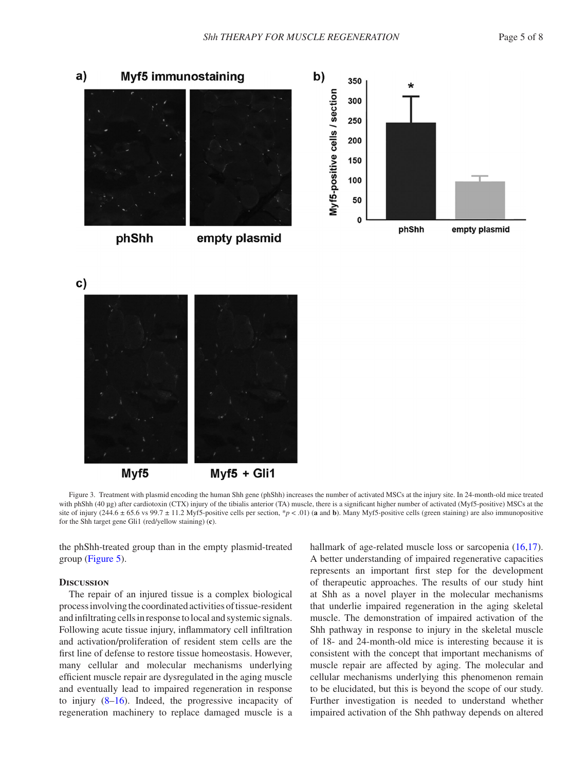Figure 3. Treatment with plasmid encoding the human Shh gene (phShh) increases the number of activated MSCs at the injury site. In 24-month-old mice treated with phShh (40 µg) after cardiotoxin (CTX) injury of the tibialis anterior (TA) muscle, there is a significant higher number of activated (Myf5-positive) MSCs at the site of injury (244.6 ± 65.6 vs 99.7 ± 11.2 Myf5-positive cells per section, $*p < .01$) (**a** and **b**). Many Myf5-positive cells (green staining) are also immunopositive for the Shh target gene Gli1 (red/yellow staining) (**c**).

the phShh-treated group than in the empty plasmid-treated group (Figure 5).

## Discussion

The repair of an injured tissue is a complex biological process involving the coordinated activities of tissue-resident and infiltrating cells in response to local and systemic signals. Following acute tissue injury, inflammatory cell infiltration and activation/proliferation of resident stem cells are the first line of defense to restore tissue homeostasis. However, many cellular and molecular mechanisms underlying efficient muscle repair are dysregulated in the aging muscle and eventually lead to impaired regeneration in response to injury (8–16). Indeed, the progressive incapacity of regeneration machinery to replace damaged muscle is a hallmark of age-related muscle loss or sarcopenia (16,17). A better understanding of impaired regenerative capacities represents an important first step for the development of therapeutic approaches. The results of our study hint at Shh as a novel player in the molecular mechanisms that underlie impaired regeneration in the aging skeletal muscle. The demonstration of impaired activation of the Shh pathway in response to injury in the skeletal muscle of 18- and 24-month-old mice is interesting because it is consistent with the concept that important mechanisms of muscle repair are affected by aging. The molecular and cellular mechanisms underlying this phenomenon remain to be elucidated, but this is beyond the scope of our study. Further investigation is needed to understand whether impaired activation of the Shh pathway depends on altered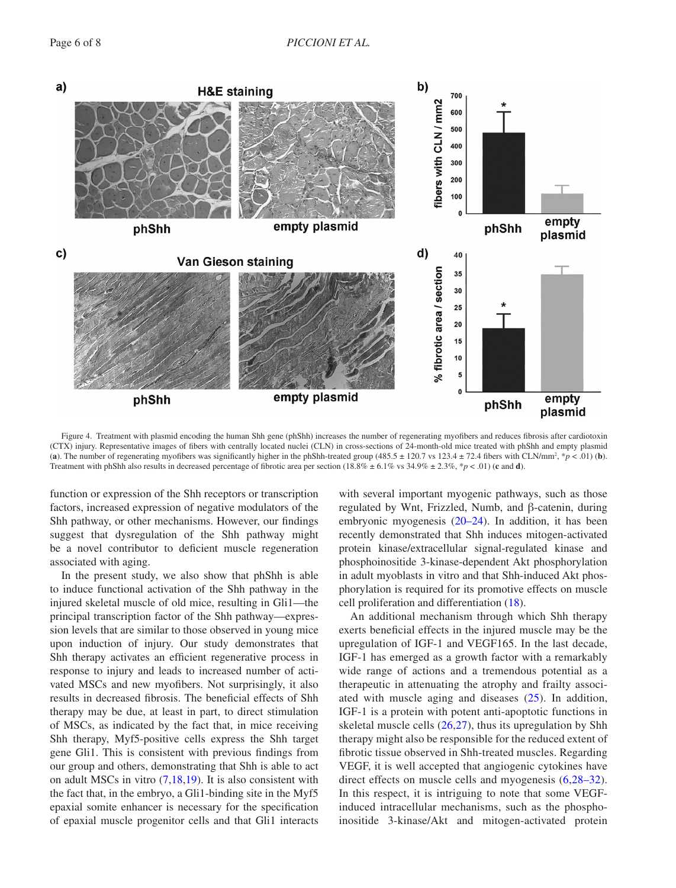Figure 4. Treatment with plasmid encoding the human Shh gene (phShh) increases the number of regenerating myofibers and reduces fibrosis after cardiotoxin (CTX) injury. Representative images of fibers with centrally located nuclei (CLN) in cross-sections of 24-month-old mice treated with phShh and empty plasmid (**a**). The number of regenerating myofibers was significantly higher in the phShh-treated group (485.5 ± 120.7 vs 123.4 ± 72.4 fibers with CLN/mm$^2$, \*$p < .01$) (**b**). Treatment with phShh also results in decreased percentage of fibrotic area per section (18.8% ± 6.1% vs 34.9% ± 2.3%, \*$p < .01$) (**c** and **d**).

function or expression of the Shh receptors or transcription factors, increased expression of negative modulators of the Shh pathway, or other mechanisms. However, our findings suggest that dysregulation of the Shh pathway might be a novel contributor to deficient muscle regeneration associated with aging.

In the present study, we also show that phShh is able to induce functional activation of the Shh pathway in the injured skeletal muscle of old mice, resulting in Gli1—the principal transcription factor of the Shh pathway—expression levels that are similar to those observed in young mice upon induction of injury. Our study demonstrates that Shh therapy activates an efficient regenerative process in response to injury and leads to increased number of activated MSCs and new myofibers. Not surprisingly, it also results in decreased fibrosis. The beneficial effects of Shh therapy may be due, at least in part, to direct stimulation of MSCs, as indicated by the fact that, in mice receiving Shh therapy, Myf5-positive cells express the Shh target gene Gli1. This is consistent with previous findings from our group and others, demonstrating that Shh is able to act on adult MSCs in vitro (7,18,19). It is also consistent with the fact that, in the embryo, a Gli1-binding site in the Myf5 epaxial somite enhancer is necessary for the specification of epaxial muscle progenitor cells and that Gli1 interacts with several important myogenic pathways, such as those regulated by Wnt, Frizzled, Numb, and β-catenin, during embryonic myogenesis (20–24). In addition, it has been recently demonstrated that Shh induces mitogen-activated protein kinase/extracellular signal-regulated kinase and phosphoinositide 3-kinase-dependent Akt phosphorylation in adult myoblasts in vitro and that Shh-induced Akt phosphorylation is required for its promotive effects on muscle cell proliferation and differentiation (18).

An additional mechanism through which Shh therapy exerts beneficial effects in the injured muscle may be the upregulation of IGF-1 and VEGF165. In the last decade, IGF-1 has emerged as a growth factor with a remarkably wide range of actions and a tremendous potential as a therapeutic in attenuating the atrophy and frailty associated with muscle aging and diseases (25). In addition, IGF-1 is a protein with potent anti-apoptotic functions in skeletal muscle cells (26,27), thus its upregulation by Shh therapy might also be responsible for the reduced extent of fibrotic tissue observed in Shh-treated muscles. Regarding VEGF, it is well accepted that angiogenic cytokines have direct effects on muscle cells and myogenesis (6,28–32). In this respect, it is intriguing to note that some VEGF-induced intracellular mechanisms, such as the phosphoinositide 3-kinase/Akt and mitogen-activated protein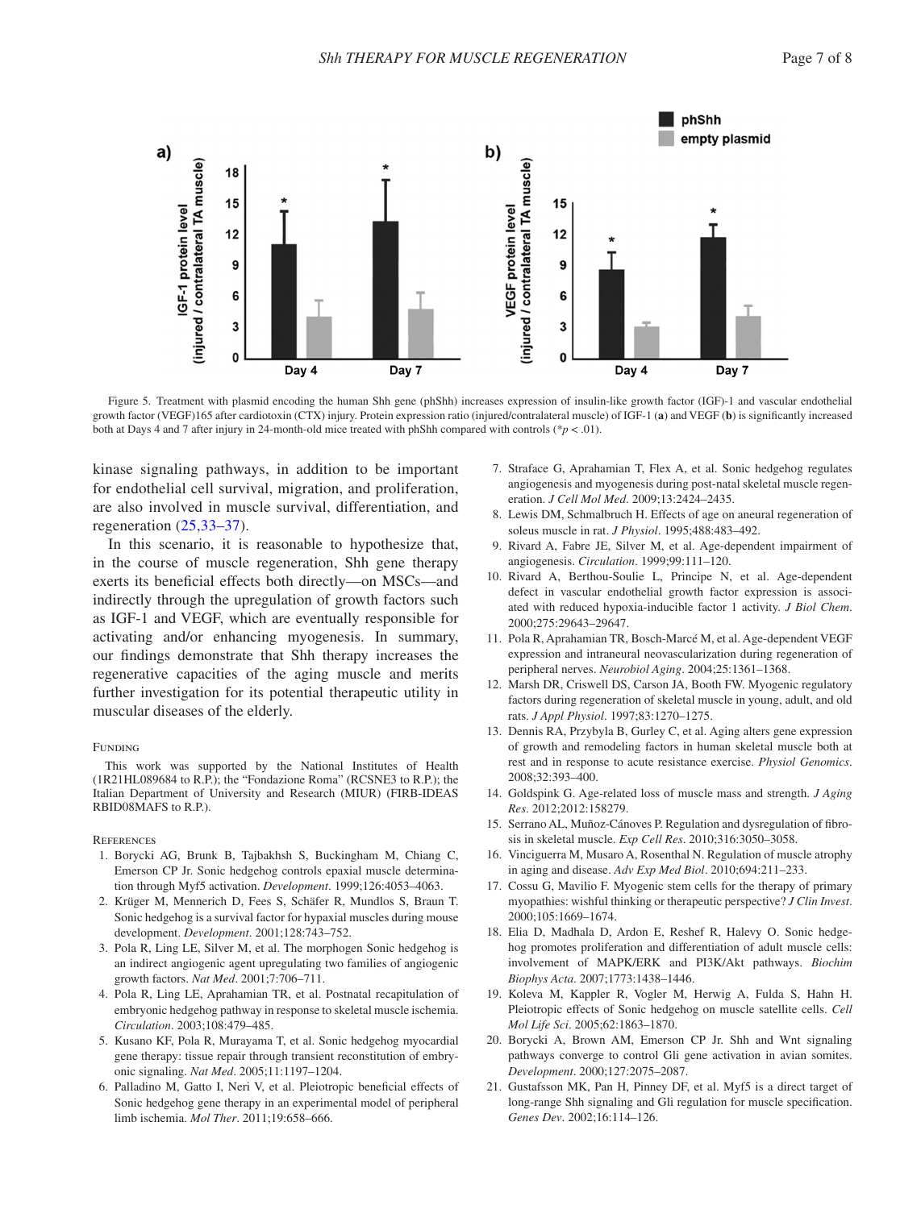Figure 5. Treatment with plasmid encoding the human Shh gene (phShh) increases expression of insulin-like growth factor (IGF)-1 and vascular endothelial growth factor (VEGF)165 after cardiotoxin (CTX) injury. Protein expression ratio (injured/contralateral muscle) of IGF-1 (**a**) and VEGF (**b**) is significantly increased both at Days 4 and 7 after injury in 24-month-old mice treated with phShh compared with controls (* $p < .01$).

kinase signaling pathways, in addition to be important for endothelial cell survival, migration, and proliferation, are also involved in muscle survival, differentiation, and regeneration (25,33–37).

In this scenario, it is reasonable to hypothesize that, in the course of muscle regeneration, Shh gene therapy exerts its beneficial effects both directly—on MSCs—and indirectly through the upregulation of growth factors such as IGF-1 and VEGF, which are eventually responsible for activating and/or enhancing myogenesis. In summary, our findings demonstrate that Shh therapy increases the regenerative capacities of the aging muscle and merits further investigation for its potential therapeutic utility in muscular diseases of the elderly.

## Funding

This work was supported by the National Institutes of Health (1R21HL089684 to R.P.); the "Fondazione Roma" (RCSNE3 to R.P.); the Italian Department of University and Research (MIUR) (FIRB-IDEAS RBID08MAFS to R.P.).

## References

1. Borycki AG, Brunk B, Tajbakhsh S, Buckingham M, Chiang C, Emerson CP Jr. Sonic hedgehog controls epaxial muscle determination through Myf5 activation. *Development*. 1999;126:4053–4063.
2. Krüger M, Mennerich D, Fees S, Schäfer R, Mundlos S, Braun T. Sonic hedgehog is a survival factor for hypaxial muscles during mouse development. *Development*. 2001;128:743–752.
3. Pola R, Ling LE, Silver M, et al. The morphogen Sonic hedgehog is an indirect angiogenic agent upregulating two families of angiogenic growth factors. *Nat Med*. 2001;7:706–711.
4. Pola R, Ling LE, Aprahamian TR, et al. Postnatal recapitulation of embryonic hedgehog pathway in response to skeletal muscle ischemia. *Circulation*. 2003;108:479–485.
5. Kusano KF, Pola R, Murayama T, et al. Sonic hedgehog myocardial gene therapy: tissue repair through transient reconstitution of embryonic signaling. *Nat Med*. 2005;11:1197–1204.
6. Palladino M, Gatto I, Neri V, et al. Pleiotropic beneficial effects of Sonic hedgehog gene therapy in an experimental model of peripheral limb ischemia. *Mol Ther*. 2011;19:658–666.
7. Straface G, Aprahamian T, Flex A, et al. Sonic hedgehog regulates angiogenesis and myogenesis during post-natal skeletal muscle regeneration. *J Cell Mol Med*. 2009;13:2424–2435.
8. Lewis DM, Schmalbruch H. Effects of age on aneural regeneration of soleus muscle in rat. *J Physiol*. 1995;488:483–492.
9. Rivard A, Fabre JE, Silver M, et al. Age-dependent impairment of angiogenesis. *Circulation*. 1999;99:111–120.
10. Rivard A, Berthou-Soulie L, Principe N, et al. Age-dependent defect in vascular endothelial growth factor expression is associated with reduced hypoxia-inducible factor 1 activity. *J Biol Chem*. 2000;275:29643–29647.
11. Pola R, Aprahamian TR, Bosch-Marcé M, et al. Age-dependent VEGF expression and intraneural neovascularization during regeneration of peripheral nerves. *Neurobiol Aging*. 2004;25:1361–1368.
12. Marsh DR, Criswell DS, Carson JA, Booth FW. Myogenic regulatory factors during regeneration of skeletal muscle in young, adult, and old rats. *J Appl Physiol*. 1997;83:1270–1275.
13. Dennis RA, Przybyla B, Gurley C, et al. Aging alters gene expression of growth and remodeling factors in human skeletal muscle both at rest and in response to acute resistance exercise. *Physiol Genomics*. 2008;32:393–400.
14. Goldspink G. Age-related loss of muscle mass and strength. *J Aging Res*. 2012;2012:158279.
15. Serrano AL, Muñoz-Cánoves P. Regulation and dysregulation of fibrosis in skeletal muscle. *Exp Cell Res*. 2010;316:3050–3058.
16. Vinciguerra M, Musaro A, Rosenthal N. Regulation of muscle atrophy in aging and disease. *Adv Exp Med Biol*. 2010;694:211–233.
17. Cossu G, Mavilio F. Myogenic stem cells for the therapy of primary myopathies: wishful thinking or therapeutic perspective? *J Clin Invest*. 2000;105:1669–1674.
18. Elia D, Madhala D, Ardon E, Reshef R, Halevy O. Sonic hedgehog promotes proliferation and differentiation of adult muscle cells: involvement of MAPK/ERK and PI3K/Akt pathways. *Biochim Biophys Acta*. 2007;1773:1438–1446.
19. Koleva M, Kappler R, Vogler M, Herwig A, Fulda S, Hahn H. Pleiotropic effects of Sonic hedgehog on muscle satellite cells. *Cell Mol Life Sci*. 2005;62:1863–1870.
20. Borycki A, Brown AM, Emerson CP Jr. Shh and Wnt signaling pathways converge to control Gli gene activation in avian somites. *Development*. 2000;127:2075–2087.
21. Gustafsson MK, Pan H, Pinney DF, et al. Myf5 is a direct target of long-range Shh signaling and Gli regulation for muscle specification. *Genes Dev*. 2002;16:114–126.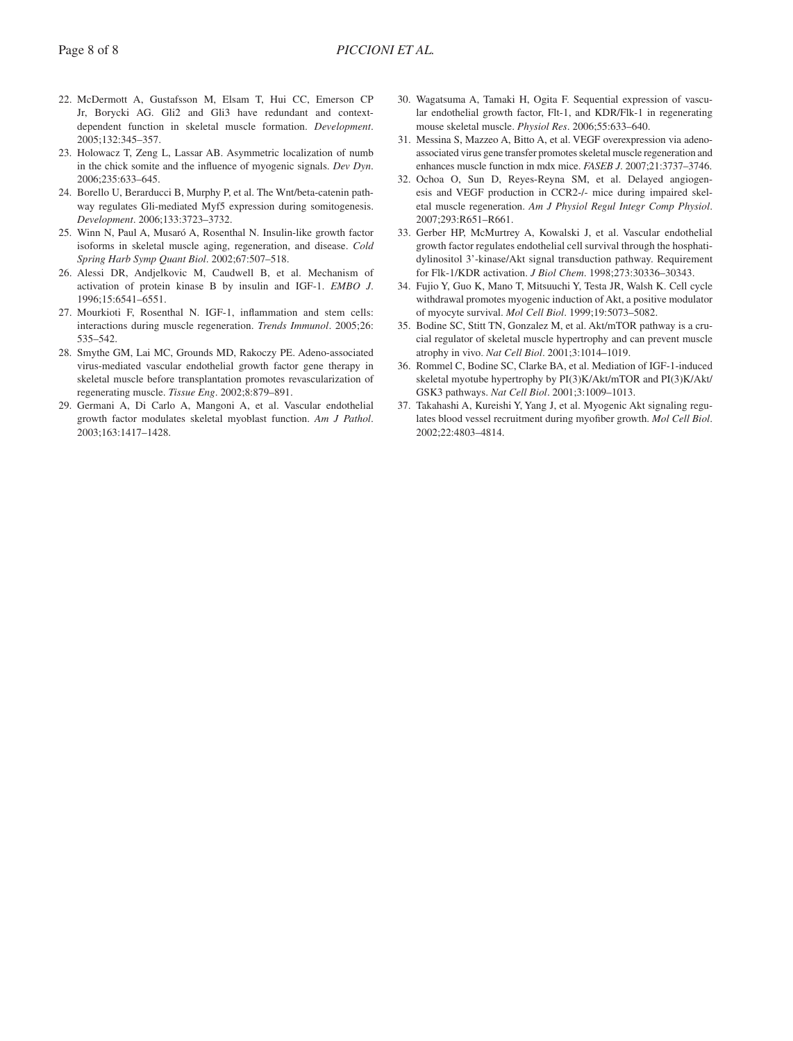22. McDermott A, Gustafsson M, Elsam T, Hui CC, Emerson CP Jr, Borycki AG. Gli2 and Gli3 have redundant and context-dependent function in skeletal muscle formation. *Development*. 2005;132:345–357.
23. Holowacz T, Zeng L, Lassar AB. Asymmetric localization of numb in the chick somite and the influence of myogenic signals. *Dev Dyn*. 2006;235:633–645.
24. Borello U, Berarducci B, Murphy P, et al. The Wnt/beta-catenin pathway regulates Gli-mediated Myf5 expression during somitogenesis. *Development*. 2006;133:3723–3732.
25. Winn N, Paul A, Musaró A, Rosenthal N. Insulin-like growth factor isoforms in skeletal muscle aging, regeneration, and disease. *Cold Spring Harb Symp Quant Biol*. 2002;67:507–518.
26. Alessi DR, Andjelkovic M, Caudwell B, et al. Mechanism of activation of protein kinase B by insulin and IGF-1. *EMBO J*. 1996;15:6541–6551.
27. Mourkioti F, Rosenthal N. IGF-1, inflammation and stem cells: interactions during muscle regeneration. *Trends Immunol*. 2005;26: 535–542.
28. Smythe GM, Lai MC, Grounds MD, Rakoczy PE. Adeno-associated virus-mediated vascular endothelial growth factor gene therapy in skeletal muscle before transplantation promotes revascularization of regenerating muscle. *Tissue Eng*. 2002;8:879–891.
29. Germani A, Di Carlo A, Mangoni A, et al. Vascular endothelial growth factor modulates skeletal myoblast function. *Am J Pathol*. 2003;163:1417–1428.
30. Wagatsuma A, Tamaki H, Ogita F. Sequential expression of vascular endothelial growth factor, Flt-1, and KDR/Flk-1 in regenerating mouse skeletal muscle. *Physiol Res*. 2006;55:633–640.
31. Messina S, Mazzeo A, Bitto A, et al. VEGF overexpression via adeno-associated virus gene transfer promotes skeletal muscle regeneration and enhances muscle function in mdx mice. *FASEB J*. 2007;21:3737–3746.
32. Ochoa O, Sun D, Reyes-Reyna SM, et al. Delayed angiogenesis and VEGF production in CCR2-/- mice during impaired skeletal muscle regeneration. *Am J Physiol Regul Integr Comp Physiol*. 2007;293:R651–R661.
33. Gerber HP, McMurtrey A, Kowalski J, et al. Vascular endothelial growth factor regulates endothelial cell survival through the hosphatidylinositol 3'-kinase/Akt signal transduction pathway. Requirement for Flk-1/KDR activation. *J Biol Chem*. 1998;273:30336–30343.
34. Fujio Y, Guo K, Mano T, Mitsuuchi Y, Testa JR, Walsh K. Cell cycle withdrawal promotes myogenic induction of Akt, a positive modulator of myocyte survival. *Mol Cell Biol*. 1999;19:5073–5082.
35. Bodine SC, Stitt TN, Gonzalez M, et al. Akt/mTOR pathway is a crucial regulator of skeletal muscle hypertrophy and can prevent muscle atrophy in vivo. *Nat Cell Biol*. 2001;3:1014–1019.
36. Rommel C, Bodine SC, Clarke BA, et al. Mediation of IGF-1-induced skeletal myotube hypertrophy by PI(3)K/Akt/mTOR and PI(3)K/Akt/GSK3 pathways. *Nat Cell Biol*. 2001;3:1009–1013.
37. Takahashi A, Kureishi Y, Yang J, et al. Myogenic Akt signaling regulates blood vessel recruitment during myofiber growth. *Mol Cell Biol*. 2002;22:4803–4814.